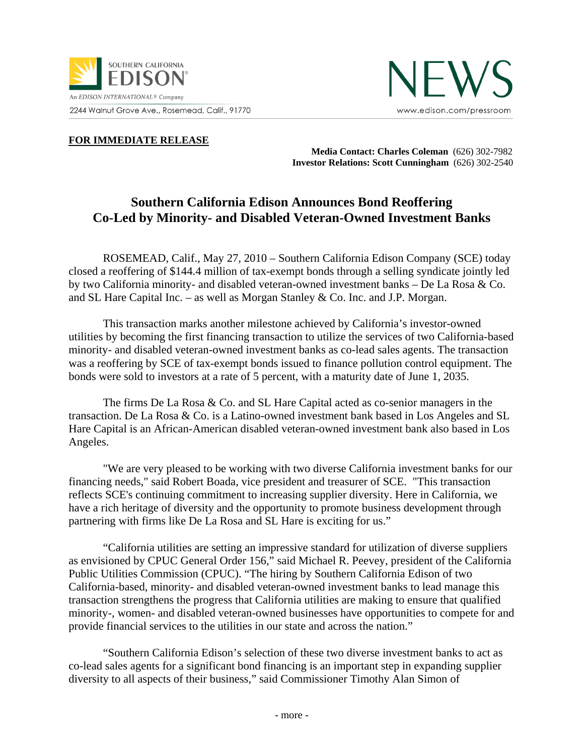SOUTHERN CALIFORNIA EDISON®
An EDISON INTERNATIONAL® Company
2244 Walnut Grove Ave., Rosemead, Calif., 91770

NEWS
www.edison.com/pressroom

**FOR IMMEDIATE RELEASE**

**Media Contact: Charles Coleman** (626) 302-7982
**Investor Relations: Scott Cunningham** (626) 302-2540

# Southern California Edison Announces Bond Reoffering Co-Led by Minority- and Disabled Veteran-Owned Investment Banks

ROSEMEAD, Calif., May 27, 2010 – Southern California Edison Company (SCE) today closed a reoffering of $144.4 million of tax-exempt bonds through a selling syndicate jointly led by two California minority- and disabled veteran-owned investment banks – De La Rosa & Co. and SL Hare Capital Inc. – as well as Morgan Stanley & Co. Inc. and J.P. Morgan.

This transaction marks another milestone achieved by California's investor-owned utilities by becoming the first financing transaction to utilize the services of two California-based minority- and disabled veteran-owned investment banks as co-lead sales agents. The transaction was a reoffering by SCE of tax-exempt bonds issued to finance pollution control equipment. The bonds were sold to investors at a rate of 5 percent, with a maturity date of June 1, 2035.

The firms De La Rosa & Co. and SL Hare Capital acted as co-senior managers in the transaction. De La Rosa & Co. is a Latino-owned investment bank based in Los Angeles and SL Hare Capital is an African-American disabled veteran-owned investment bank also based in Los Angeles.

"We are very pleased to be working with two diverse California investment banks for our financing needs," said Robert Boada, vice president and treasurer of SCE. "This transaction reflects SCE's continuing commitment to increasing supplier diversity. Here in California, we have a rich heritage of diversity and the opportunity to promote business development through partnering with firms like De La Rosa and SL Hare is exciting for us."

"California utilities are setting an impressive standard for utilization of diverse suppliers as envisioned by CPUC General Order 156," said Michael R. Peevey, president of the California Public Utilities Commission (CPUC). "The hiring by Southern California Edison of two California-based, minority- and disabled veteran-owned investment banks to lead manage this transaction strengthens the progress that California utilities are making to ensure that qualified minority-, women- and disabled veteran-owned businesses have opportunities to compete for and provide financial services to the utilities in our state and across the nation."

"Southern California Edison's selection of these two diverse investment banks to act as co-lead sales agents for a significant bond financing is an important step in expanding supplier diversity to all aspects of their business," said Commissioner Timothy Alan Simon of

- more -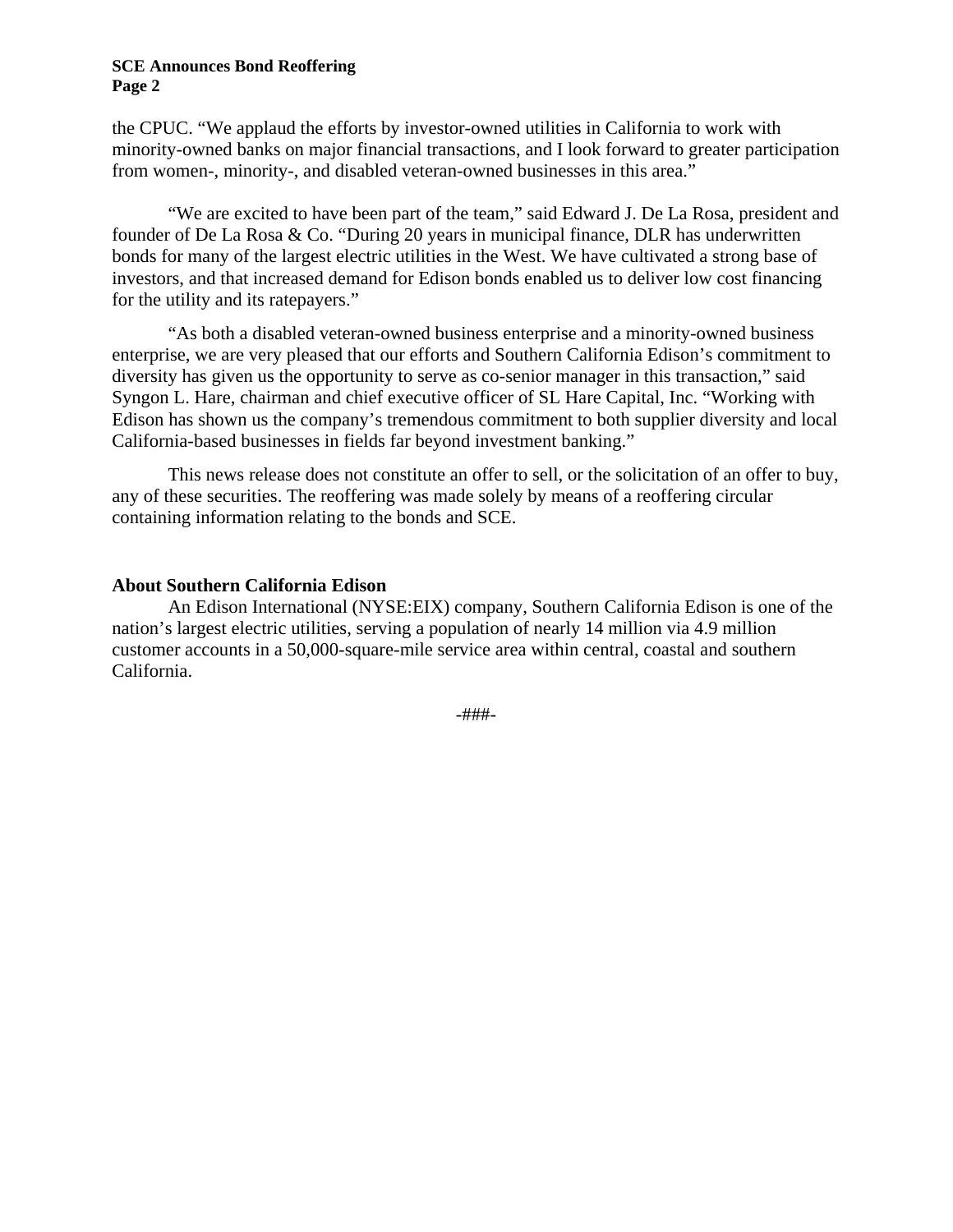the CPUC. "We applaud the efforts by investor-owned utilities in California to work with minority-owned banks on major financial transactions, and I look forward to greater participation from women-, minority-, and disabled veteran-owned businesses in this area."

"We are excited to have been part of the team," said Edward J. De La Rosa, president and founder of De La Rosa & Co. "During 20 years in municipal finance, DLR has underwritten bonds for many of the largest electric utilities in the West. We have cultivated a strong base of investors, and that increased demand for Edison bonds enabled us to deliver low cost financing for the utility and its ratepayers."

"As both a disabled veteran-owned business enterprise and a minority-owned business enterprise, we are very pleased that our efforts and Southern California Edison's commitment to diversity has given us the opportunity to serve as co-senior manager in this transaction," said Syngon L. Hare, chairman and chief executive officer of SL Hare Capital, Inc. "Working with Edison has shown us the company's tremendous commitment to both supplier diversity and local California-based businesses in fields far beyond investment banking."

This news release does not constitute an offer to sell, or the solicitation of an offer to buy, any of these securities. The reoffering was made solely by means of a reoffering circular containing information relating to the bonds and SCE.

**About Southern California Edison**

An Edison International (NYSE:EIX) company, Southern California Edison is one of the nation's largest electric utilities, serving a population of nearly 14 million via 4.9 million customer accounts in a 50,000-square-mile service area within central, coastal and southern California.

-###-